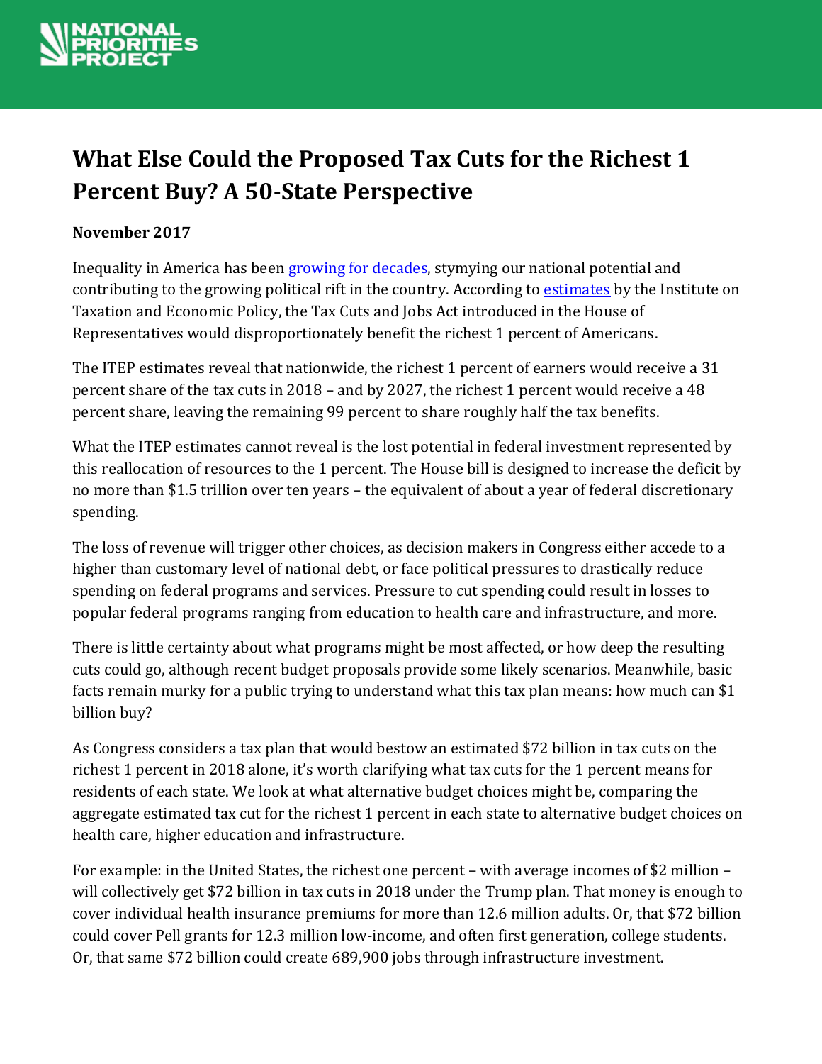# What Else Could the Proposed Tax Cuts for the Richest 1 Percent Buy? A 50-State Perspective

**November 2017**

Inequality in America has been growing for decades, stymying our national potential and contributing to the growing political rift in the country. According to estimates by the Institute on Taxation and Economic Policy, the Tax Cuts and Jobs Act introduced in the House of Representatives would disproportionately benefit the richest 1 percent of Americans.

The ITEP estimates reveal that nationwide, the richest 1 percent of earners would receive a 31 percent share of the tax cuts in 2018 – and by 2027, the richest 1 percent would receive a 48 percent share, leaving the remaining 99 percent to share roughly half the tax benefits.

What the ITEP estimates cannot reveal is the lost potential in federal investment represented by this reallocation of resources to the 1 percent. The House bill is designed to increase the deficit by no more than $1.5 trillion over ten years – the equivalent of about a year of federal discretionary spending.

The loss of revenue will trigger other choices, as decision makers in Congress either accede to a higher than customary level of national debt, or face political pressures to drastically reduce spending on federal programs and services. Pressure to cut spending could result in losses to popular federal programs ranging from education to health care and infrastructure, and more.

There is little certainty about what programs might be most affected, or how deep the resulting cuts could go, although recent budget proposals provide some likely scenarios. Meanwhile, basic facts remain murky for a public trying to understand what this tax plan means: how much can $1 billion buy?

As Congress considers a tax plan that would bestow an estimated $72 billion in tax cuts on the richest 1 percent in 2018 alone, it's worth clarifying what tax cuts for the 1 percent means for residents of each state. We look at what alternative budget choices might be, comparing the aggregate estimated tax cut for the richest 1 percent in each state to alternative budget choices on health care, higher education and infrastructure.

For example: in the United States, the richest one percent – with average incomes of $2 million – will collectively get $72 billion in tax cuts in 2018 under the Trump plan. That money is enough to cover individual health insurance premiums for more than 12.6 million adults. Or, that $72 billion could cover Pell grants for 12.3 million low-income, and often first generation, college students. Or, that same $72 billion could create 689,900 jobs through infrastructure investment.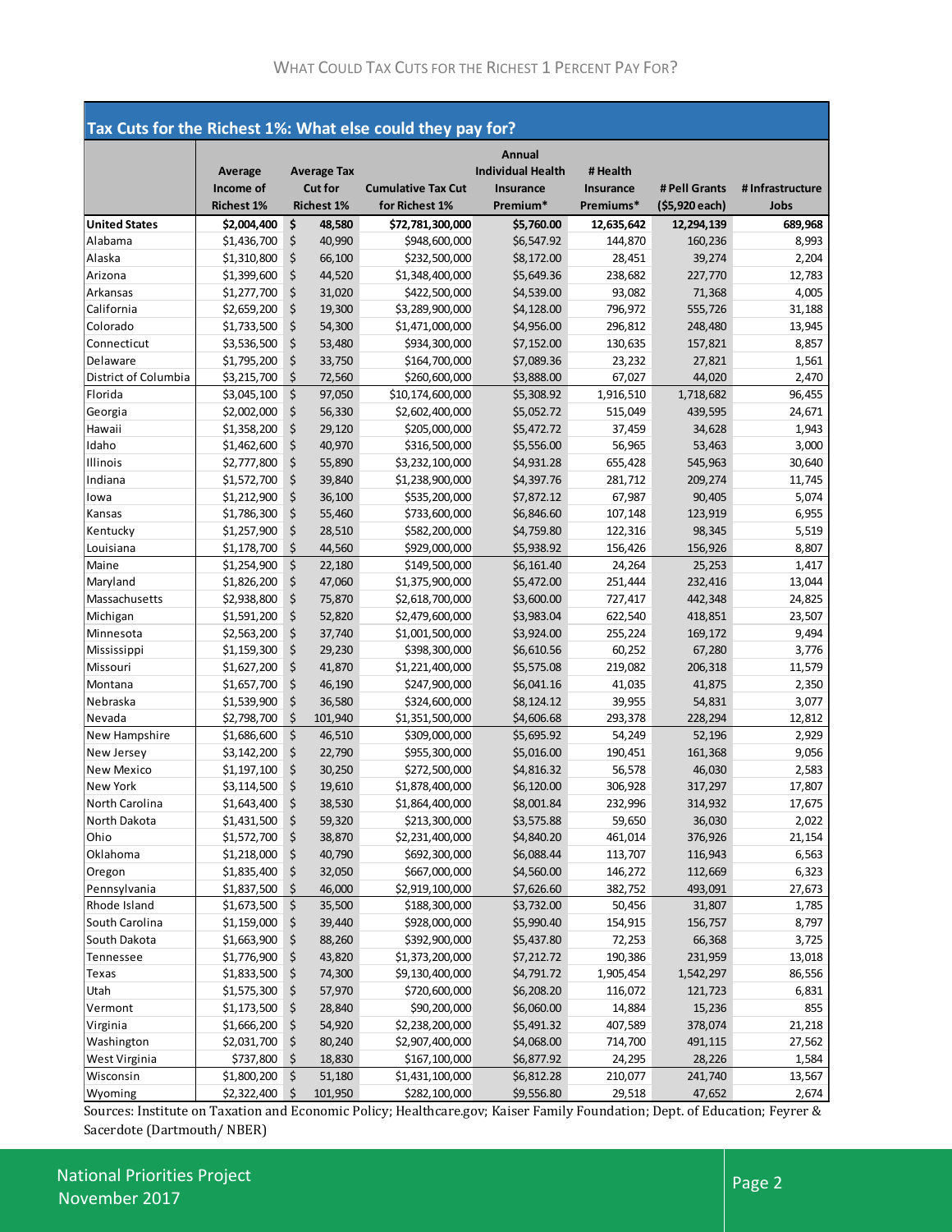## Tax Cuts for the Richest 1%: What else could they pay for?

| | Average Income of Richest 1% | Average Tax Cut for Richest 1% | Cumulative Tax Cut for Richest 1% | Annual Individual Health Insurance Premium* | # Health Insurance Premiums* | # Pell Grants ($5,920 each) | # Infrastructure Jobs |
|---|---|---|---|---|---|---|---|
| **United States** | **$2,004,400** | **$ 48,580** | **$72,781,300,000** | **$5,760.00** | **12,635,642** | **12,294,139** | **689,968** |
| Alabama | $1,436,700 | $ 40,990 | $948,600,000 | $6,547.92 | 144,870 | 160,236 | 8,993 |
| Alaska | $1,310,800 | $ 66,100 | $232,500,000 | $8,172.00 | 28,451 | 39,274 | 2,204 |
| Arizona | $1,399,600 | $ 44,520 | $1,348,400,000 | $5,649.36 | 238,682 | 227,770 | 12,783 |
| Arkansas | $1,277,700 | $ 31,020 | $422,500,000 | $4,539.00 | 93,082 | 71,368 | 4,005 |
| California | $2,659,200 | $ 19,300 | $3,289,900,000 | $4,128.00 | 796,972 | 555,726 | 31,188 |
| Colorado | $1,733,500 | $ 54,300 | $1,471,000,000 | $4,956.00 | 296,812 | 248,480 | 13,945 |
| Connecticut | $3,536,500 | $ 53,480 | $934,300,000 | $7,152.00 | 130,635 | 157,821 | 8,857 |
| Delaware | $1,795,200 | $ 33,750 | $164,700,000 | $7,089.36 | 23,232 | 27,821 | 1,561 |
| District of Columbia | $3,215,700 | $ 72,560 | $260,600,000 | $3,888.00 | 67,027 | 44,020 | 2,470 |
| Florida | $3,045,100 | $ 97,050 | $10,174,600,000 | $5,308.92 | 1,916,510 | 1,718,682 | 96,455 |
| Georgia | $2,002,000 | $ 56,330 | $2,602,400,000 | $5,052.72 | 515,049 | 439,595 | 24,671 |
| Hawaii | $1,358,200 | $ 29,120 | $205,000,000 | $5,472.72 | 37,459 | 34,628 | 1,943 |
| Idaho | $1,462,600 | $ 40,970 | $316,500,000 | $5,556.00 | 56,965 | 53,463 | 3,000 |
| Illinois | $2,777,800 | $ 55,890 | $3,232,100,000 | $4,931.28 | 655,428 | 545,963 | 30,640 |
| Indiana | $1,572,700 | $ 39,840 | $1,238,900,000 | $4,397.76 | 281,712 | 209,274 | 11,745 |
| Iowa | $1,212,900 | $ 36,100 | $535,200,000 | $7,872.12 | 67,987 | 90,405 | 5,074 |
| Kansas | $1,786,300 | $ 55,460 | $733,600,000 | $6,846.60 | 107,148 | 123,919 | 6,955 |
| Kentucky | $1,257,900 | $ 28,510 | $582,200,000 | $4,759.80 | 122,316 | 98,345 | 5,519 |
| Louisiana | $1,178,700 | $ 44,560 | $929,000,000 | $5,938.92 | 156,426 | 156,926 | 8,807 |
| Maine | $1,254,900 | $ 22,180 | $149,500,000 | $6,161.40 | 24,264 | 25,253 | 1,417 |
| Maryland | $1,826,200 | $ 47,060 | $1,375,900,000 | $5,472.00 | 251,444 | 232,416 | 13,044 |
| Massachusetts | $2,938,800 | $ 75,870 | $2,618,700,000 | $3,600.00 | 727,417 | 442,348 | 24,825 |
| Michigan | $1,591,200 | $ 52,820 | $2,479,600,000 | $3,983.04 | 622,540 | 418,851 | 23,507 |
| Minnesota | $2,563,200 | $ 37,740 | $1,001,500,000 | $3,924.00 | 255,224 | 169,172 | 9,494 |
| Mississippi | $1,159,300 | $ 29,230 | $398,300,000 | $6,610.56 | 60,252 | 67,280 | 3,776 |
| Missouri | $1,627,200 | $ 41,870 | $1,221,400,000 | $5,575.08 | 219,082 | 206,318 | 11,579 |
| Montana | $1,657,700 | $ 46,190 | $247,900,000 | $6,041.16 | 41,035 | 41,875 | 2,350 |
| Nebraska | $1,539,900 | $ 36,580 | $324,600,000 | $8,124.12 | 39,955 | 54,831 | 3,077 |
| Nevada | $2,798,700 | $ 101,940 | $1,351,500,000 | $4,606.68 | 293,378 | 228,294 | 12,812 |
| New Hampshire | $1,686,600 | $ 46,510 | $309,000,000 | $5,695.92 | 54,249 | 52,196 | 2,929 |
| New Jersey | $3,142,200 | $ 22,790 | $955,300,000 | $5,016.00 | 190,451 | 161,368 | 9,056 |
| New Mexico | $1,197,100 | $ 30,250 | $272,500,000 | $4,816.32 | 56,578 | 46,030 | 2,583 |
| New York | $3,114,500 | $ 19,610 | $1,878,400,000 | $6,120.00 | 306,928 | 317,297 | 17,807 |
| North Carolina | $1,643,400 | $ 38,530 | $1,864,400,000 | $8,001.84 | 232,996 | 314,932 | 17,675 |
| North Dakota | $1,431,500 | $ 59,320 | $213,300,000 | $3,575.88 | 59,650 | 36,030 | 2,022 |
| Ohio | $1,572,700 | $ 38,870 | $2,231,400,000 | $4,840.20 | 461,014 | 376,926 | 21,154 |
| Oklahoma | $1,218,000 | $ 40,790 | $692,300,000 | $6,088.44 | 113,707 | 116,943 | 6,563 |
| Oregon | $1,835,400 | $ 32,050 | $667,000,000 | $4,560.00 | 146,272 | 112,669 | 6,323 |
| Pennsylvania | $1,837,500 | $ 46,000 | $2,919,100,000 | $7,626.60 | 382,752 | 493,091 | 27,673 |
| Rhode Island | $1,673,500 | $ 35,500 | $188,300,000 | $3,732.00 | 50,456 | 31,807 | 1,785 |
| South Carolina | $1,159,000 | $ 39,440 | $928,000,000 | $5,990.40 | 154,915 | 156,757 | 8,797 |
| South Dakota | $1,663,900 | $ 88,260 | $392,900,000 | $5,437.80 | 72,253 | 66,368 | 3,725 |
| Tennessee | $1,776,900 | $ 43,820 | $1,373,200,000 | $7,212.72 | 190,386 | 231,959 | 13,018 |
| Texas | $1,833,500 | $ 74,300 | $9,130,400,000 | $4,791.72 | 1,905,454 | 1,542,297 | 86,556 |
| Utah | $1,575,300 | $ 57,970 | $720,600,000 | $6,208.20 | 116,072 | 121,723 | 6,831 |
| Vermont | $1,173,500 | $ 28,840 | $90,200,000 | $6,060.00 | 14,884 | 15,236 | 855 |
| Virginia | $1,666,200 | $ 54,920 | $2,238,200,000 | $5,491.32 | 407,589 | 378,074 | 21,218 |
| Washington | $2,031,700 | $ 80,240 | $2,907,400,000 | $4,068.00 | 714,700 | 491,115 | 27,562 |
| West Virginia | $737,800 | $ 18,830 | $167,100,000 | $6,877.92 | 24,295 | 28,226 | 1,584 |
| Wisconsin | $1,800,200 | $ 51,180 | $1,431,100,000 | $6,812.28 | 210,077 | 241,740 | 13,567 |
| Wyoming | $2,322,400 | $ 101,950 | $282,100,000 | $9,556.80 | 29,518 | 47,652 | 2,674 |

Sources: Institute on Taxation and Economic Policy; Healthcare.gov; Kaiser Family Foundation; Dept. of Education; Feyrer & Sacerdote (Dartmouth/ NBER)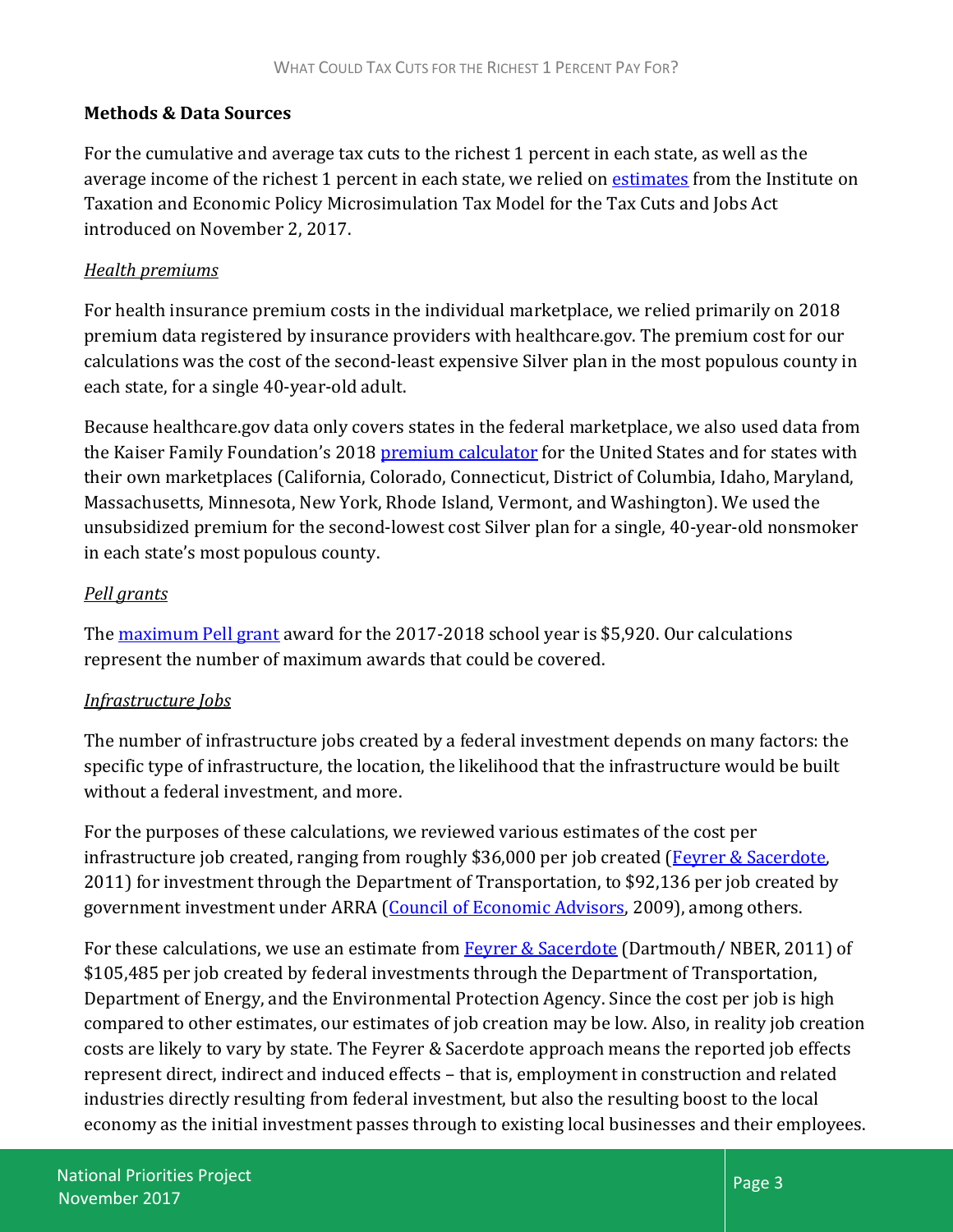**Methods & Data Sources**

For the cumulative and average tax cuts to the richest 1 percent in each state, as well as the average income of the richest 1 percent in each state, we relied on estimates from the Institute on Taxation and Economic Policy Microsimulation Tax Model for the Tax Cuts and Jobs Act introduced on November 2, 2017.

*Health premiums*

For health insurance premium costs in the individual marketplace, we relied primarily on 2018 premium data registered by insurance providers with healthcare.gov. The premium cost for our calculations was the cost of the second-least expensive Silver plan in the most populous county in each state, for a single 40-year-old adult.

Because healthcare.gov data only covers states in the federal marketplace, we also used data from the Kaiser Family Foundation's 2018 premium calculator for the United States and for states with their own marketplaces (California, Colorado, Connecticut, District of Columbia, Idaho, Maryland, Massachusetts, Minnesota, New York, Rhode Island, Vermont, and Washington). We used the unsubsidized premium for the second-lowest cost Silver plan for a single, 40-year-old nonsmoker in each state's most populous county.

*Pell grants*

The maximum Pell grant award for the 2017-2018 school year is $5,920. Our calculations represent the number of maximum awards that could be covered.

*Infrastructure Jobs*

The number of infrastructure jobs created by a federal investment depends on many factors: the specific type of infrastructure, the location, the likelihood that the infrastructure would be built without a federal investment, and more.

For the purposes of these calculations, we reviewed various estimates of the cost per infrastructure job created, ranging from roughly $36,000 per job created (Feyrer & Sacerdote, 2011) for investment through the Department of Transportation, to $92,136 per job created by government investment under ARRA (Council of Economic Advisors, 2009), among others.

For these calculations, we use an estimate from Feyrer & Sacerdote (Dartmouth/ NBER, 2011) of $105,485 per job created by federal investments through the Department of Transportation, Department of Energy, and the Environmental Protection Agency. Since the cost per job is high compared to other estimates, our estimates of job creation may be low. Also, in reality job creation costs are likely to vary by state. The Feyrer & Sacerdote approach means the reported job effects represent direct, indirect and induced effects – that is, employment in construction and related industries directly resulting from federal investment, but also the resulting boost to the local economy as the initial investment passes through to existing local businesses and their employees.